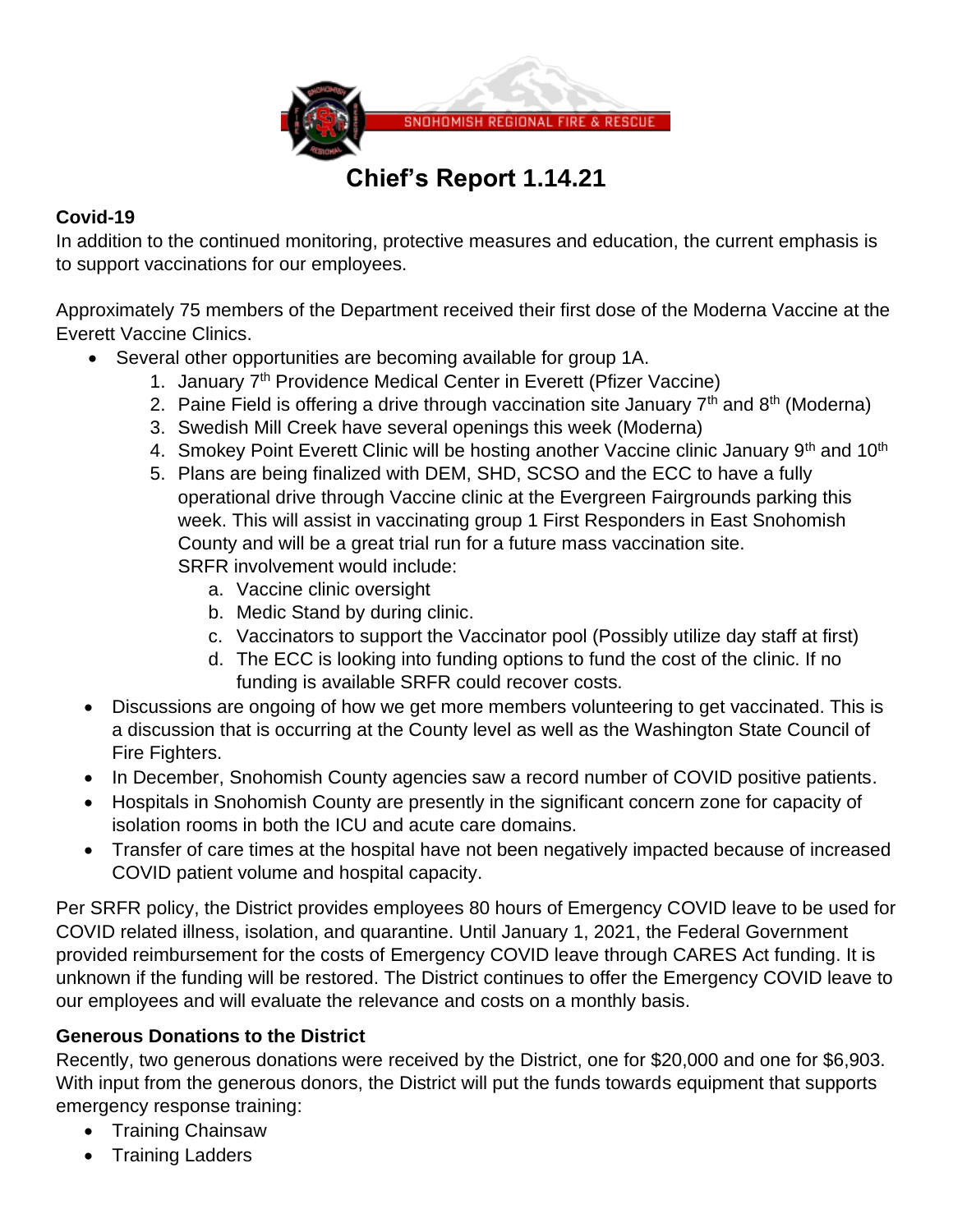SNOHOMISH REGIONAL FIRE & RESCUE

# Chief's Report 1.14.21

**Covid-19**

In addition to the continued monitoring, protective measures and education, the current emphasis is to support vaccinations for our employees.

Approximately 75 members of the Department received their first dose of the Moderna Vaccine at the Everett Vaccine Clinics.

- Several other opportunities are becoming available for group 1A.
  1. January 7th Providence Medical Center in Everett (Pfizer Vaccine)
  2. Paine Field is offering a drive through vaccination site January 7th and 8th (Moderna)
  3. Swedish Mill Creek have several openings this week (Moderna)
  4. Smokey Point Everett Clinic will be hosting another Vaccine clinic January 9th and 10th
  5. Plans are being finalized with DEM, SHD, SCSO and the ECC to have a fully operational drive through Vaccine clinic at the Evergreen Fairgrounds parking this week. This will assist in vaccinating group 1 First Responders in East Snohomish County and will be a great trial run for a future mass vaccination site. SRFR involvement would include:
     a. Vaccine clinic oversight
     b. Medic Stand by during clinic.
     c. Vaccinators to support the Vaccinator pool (Possibly utilize day staff at first)
     d. The ECC is looking into funding options to fund the cost of the clinic. If no funding is available SRFR could recover costs.
- Discussions are ongoing of how we get more members volunteering to get vaccinated. This is a discussion that is occurring at the County level as well as the Washington State Council of Fire Fighters.
- In December, Snohomish County agencies saw a record number of COVID positive patients.
- Hospitals in Snohomish County are presently in the significant concern zone for capacity of isolation rooms in both the ICU and acute care domains.
- Transfer of care times at the hospital have not been negatively impacted because of increased COVID patient volume and hospital capacity.

Per SRFR policy, the District provides employees 80 hours of Emergency COVID leave to be used for COVID related illness, isolation, and quarantine. Until January 1, 2021, the Federal Government provided reimbursement for the costs of Emergency COVID leave through CARES Act funding. It is unknown if the funding will be restored. The District continues to offer the Emergency COVID leave to our employees and will evaluate the relevance and costs on a monthly basis.

**Generous Donations to the District**

Recently, two generous donations were received by the District, one for $20,000 and one for $6,903. With input from the generous donors, the District will put the funds towards equipment that supports emergency response training:

- Training Chainsaw
- Training Ladders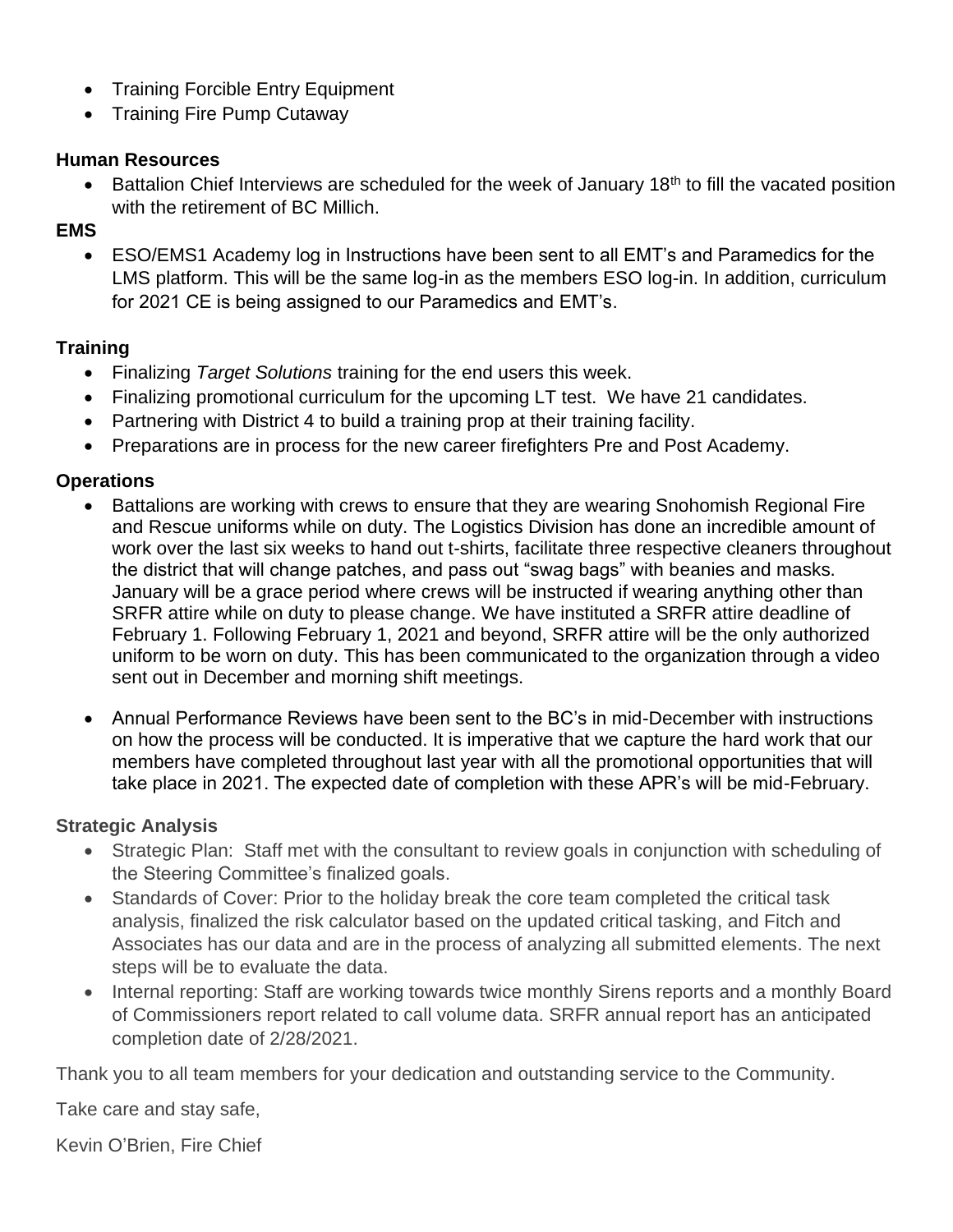- Training Forcible Entry Equipment
- Training Fire Pump Cutaway

**Human Resources**

- Battalion Chief Interviews are scheduled for the week of January 18th to fill the vacated position with the retirement of BC Millich.

**EMS**

- ESO/EMS1 Academy log in Instructions have been sent to all EMT's and Paramedics for the LMS platform. This will be the same log-in as the members ESO log-in. In addition, curriculum for 2021 CE is being assigned to our Paramedics and EMT's.

**Training**

- Finalizing *Target Solutions* training for the end users this week.
- Finalizing promotional curriculum for the upcoming LT test. We have 21 candidates.
- Partnering with District 4 to build a training prop at their training facility.
- Preparations are in process for the new career firefighters Pre and Post Academy.

**Operations**

- Battalions are working with crews to ensure that they are wearing Snohomish Regional Fire and Rescue uniforms while on duty. The Logistics Division has done an incredible amount of work over the last six weeks to hand out t-shirts, facilitate three respective cleaners throughout the district that will change patches, and pass out "swag bags" with beanies and masks. January will be a grace period where crews will be instructed if wearing anything other than SRFR attire while on duty to please change. We have instituted a SRFR attire deadline of February 1. Following February 1, 2021 and beyond, SRFR attire will be the only authorized uniform to be worn on duty. This has been communicated to the organization through a video sent out in December and morning shift meetings.

- Annual Performance Reviews have been sent to the BC's in mid-December with instructions on how the process will be conducted. It is imperative that we capture the hard work that our members have completed throughout last year with all the promotional opportunities that will take place in 2021. The expected date of completion with these APR's will be mid-February.

**Strategic Analysis**

- Strategic Plan: Staff met with the consultant to review goals in conjunction with scheduling of the Steering Committee's finalized goals.
- Standards of Cover: Prior to the holiday break the core team completed the critical task analysis, finalized the risk calculator based on the updated critical tasking, and Fitch and Associates has our data and are in the process of analyzing all submitted elements. The next steps will be to evaluate the data.
- Internal reporting: Staff are working towards twice monthly Sirens reports and a monthly Board of Commissioners report related to call volume data. SRFR annual report has an anticipated completion date of 2/28/2021.

Thank you to all team members for your dedication and outstanding service to the Community.

Take care and stay safe,

Kevin O'Brien, Fire Chief